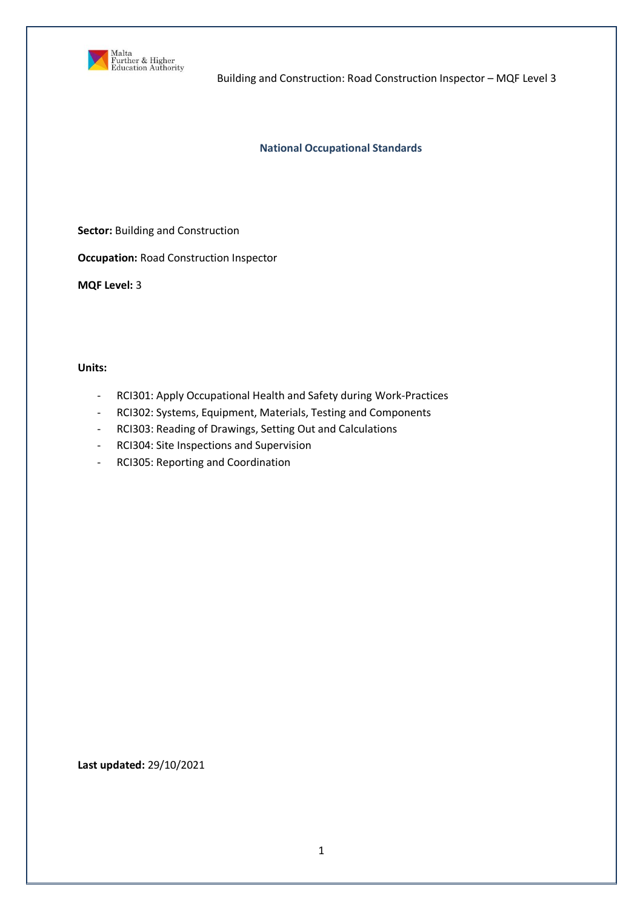Building and Construction: Road Construction Inspector – MQF Level 3

## National Occupational Standards

**Sector:** Building and Construction

**Occupation:** Road Construction Inspector

**MQF Level:** 3

**Units:**

- RCI301: Apply Occupational Health and Safety during Work-Practices
- RCI302: Systems, Equipment, Materials, Testing and Components
- RCI303: Reading of Drawings, Setting Out and Calculations
- RCI304: Site Inspections and Supervision
- RCI305: Reporting and Coordination

**Last updated:** 29/10/2021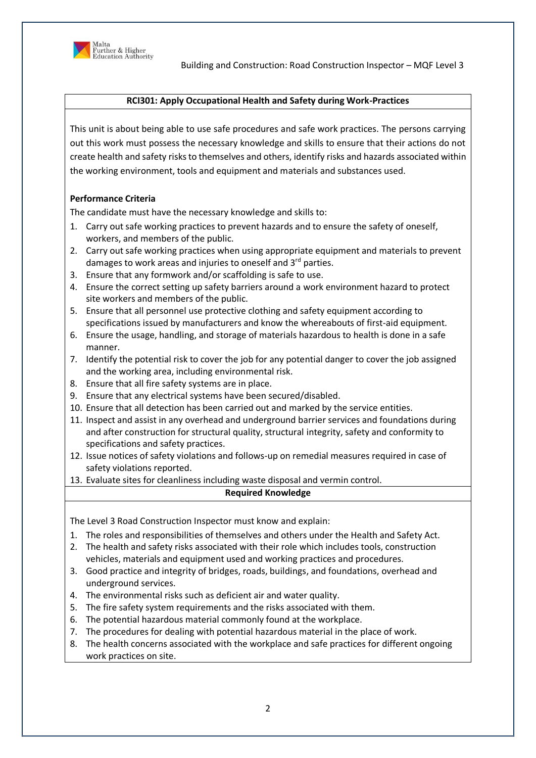## RCI301: Apply Occupational Health and Safety during Work-Practices

This unit is about being able to use safe procedures and safe work practices. The persons carrying out this work must possess the necessary knowledge and skills to ensure that their actions do not create health and safety risks to themselves and others, identify risks and hazards associated within the working environment, tools and equipment and materials and substances used.

**Performance Criteria**

The candidate must have the necessary knowledge and skills to:

1. Carry out safe working practices to prevent hazards and to ensure the safety of oneself, workers, and members of the public.
2. Carry out safe working practices when using appropriate equipment and materials to prevent damages to work areas and injuries to oneself and 3rd parties.
3. Ensure that any formwork and/or scaffolding is safe to use.
4. Ensure the correct setting up safety barriers around a work environment hazard to protect site workers and members of the public.
5. Ensure that all personnel use protective clothing and safety equipment according to specifications issued by manufacturers and know the whereabouts of first-aid equipment.
6. Ensure the usage, handling, and storage of materials hazardous to health is done in a safe manner.
7. Identify the potential risk to cover the job for any potential danger to cover the job assigned and the working area, including environmental risk.
8. Ensure that all fire safety systems are in place.
9. Ensure that any electrical systems have been secured/disabled.
10. Ensure that all detection has been carried out and marked by the service entities.
11. Inspect and assist in any overhead and underground barrier services and foundations during and after construction for structural quality, structural integrity, safety and conformity to specifications and safety practices.
12. Issue notices of safety violations and follows-up on remedial measures required in case of safety violations reported.
13. Evaluate sites for cleanliness including waste disposal and vermin control.

**Required Knowledge**

The Level 3 Road Construction Inspector must know and explain:

1. The roles and responsibilities of themselves and others under the Health and Safety Act.
2. The health and safety risks associated with their role which includes tools, construction vehicles, materials and equipment used and working practices and procedures.
3. Good practice and integrity of bridges, roads, buildings, and foundations, overhead and underground services.
4. The environmental risks such as deficient air and water quality.
5. The fire safety system requirements and the risks associated with them.
6. The potential hazardous material commonly found at the workplace.
7. The procedures for dealing with potential hazardous material in the place of work.
8. The health concerns associated with the workplace and safe practices for different ongoing work practices on site.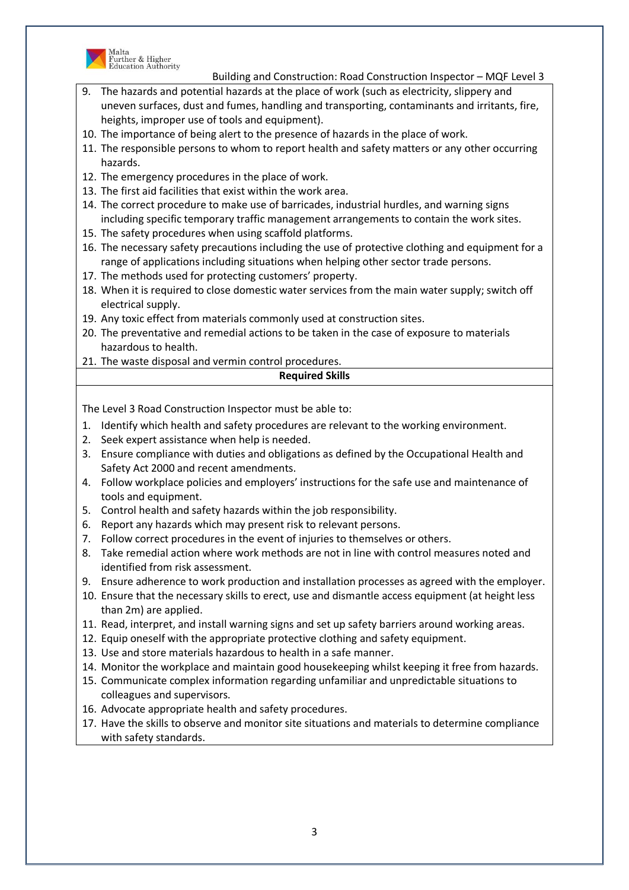9. The hazards and potential hazards at the place of work (such as electricity, slippery and uneven surfaces, dust and fumes, handling and transporting, contaminants and irritants, fire, heights, improper use of tools and equipment).
10. The importance of being alert to the presence of hazards in the place of work.
11. The responsible persons to whom to report health and safety matters or any other occurring hazards.
12. The emergency procedures in the place of work.
13. The first aid facilities that exist within the work area.
14. The correct procedure to make use of barricades, industrial hurdles, and warning signs including specific temporary traffic management arrangements to contain the work sites.
15. The safety procedures when using scaffold platforms.
16. The necessary safety precautions including the use of protective clothing and equipment for a range of applications including situations when helping other sector trade persons.
17. The methods used for protecting customers' property.
18. When it is required to close domestic water services from the main water supply; switch off electrical supply.
19. Any toxic effect from materials commonly used at construction sites.
20. The preventative and remedial actions to be taken in the case of exposure to materials hazardous to health.
21. The waste disposal and vermin control procedures.

**Required Skills**

The Level 3 Road Construction Inspector must be able to:

1. Identify which health and safety procedures are relevant to the working environment.
2. Seek expert assistance when help is needed.
3. Ensure compliance with duties and obligations as defined by the Occupational Health and Safety Act 2000 and recent amendments.
4. Follow workplace policies and employers' instructions for the safe use and maintenance of tools and equipment.
5. Control health and safety hazards within the job responsibility.
6. Report any hazards which may present risk to relevant persons.
7. Follow correct procedures in the event of injuries to themselves or others.
8. Take remedial action where work methods are not in line with control measures noted and identified from risk assessment.
9. Ensure adherence to work production and installation processes as agreed with the employer.
10. Ensure that the necessary skills to erect, use and dismantle access equipment (at height less than 2m) are applied.
11. Read, interpret, and install warning signs and set up safety barriers around working areas.
12. Equip oneself with the appropriate protective clothing and safety equipment.
13. Use and store materials hazardous to health in a safe manner.
14. Monitor the workplace and maintain good housekeeping whilst keeping it free from hazards.
15. Communicate complex information regarding unfamiliar and unpredictable situations to colleagues and supervisors.
16. Advocate appropriate health and safety procedures.
17. Have the skills to observe and monitor site situations and materials to determine compliance with safety standards.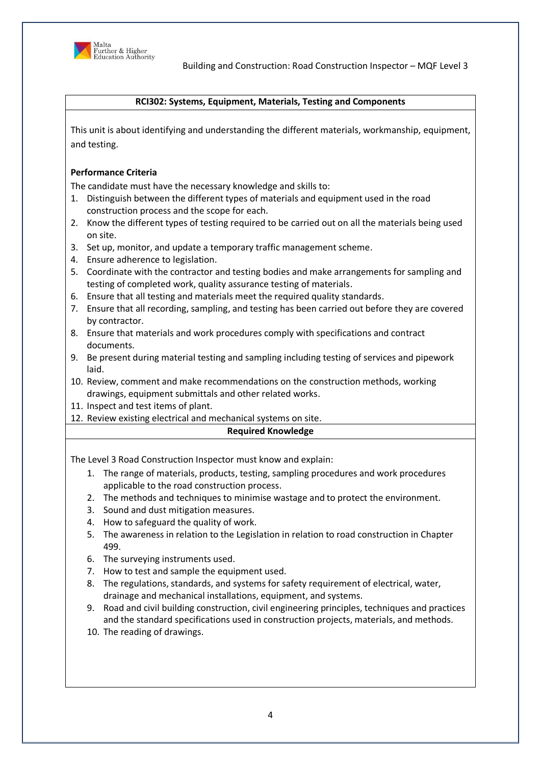## RCI302: Systems, Equipment, Materials, Testing and Components

This unit is about identifying and understanding the different materials, workmanship, equipment, and testing.

**Performance Criteria**

The candidate must have the necessary knowledge and skills to:

1. Distinguish between the different types of materials and equipment used in the road construction process and the scope for each.
2. Know the different types of testing required to be carried out on all the materials being used on site.
3. Set up, monitor, and update a temporary traffic management scheme.
4. Ensure adherence to legislation.
5. Coordinate with the contractor and testing bodies and make arrangements for sampling and testing of completed work, quality assurance testing of materials.
6. Ensure that all testing and materials meet the required quality standards.
7. Ensure that all recording, sampling, and testing has been carried out before they are covered by contractor.
8. Ensure that materials and work procedures comply with specifications and contract documents.
9. Be present during material testing and sampling including testing of services and pipework laid.
10. Review, comment and make recommendations on the construction methods, working drawings, equipment submittals and other related works.
11. Inspect and test items of plant.
12. Review existing electrical and mechanical systems on site.

**Required Knowledge**

The Level 3 Road Construction Inspector must know and explain:

1. The range of materials, products, testing, sampling procedures and work procedures applicable to the road construction process.
2. The methods and techniques to minimise wastage and to protect the environment.
3. Sound and dust mitigation measures.
4. How to safeguard the quality of work.
5. The awareness in relation to the Legislation in relation to road construction in Chapter 499.
6. The surveying instruments used.
7. How to test and sample the equipment used.
8. The regulations, standards, and systems for safety requirement of electrical, water, drainage and mechanical installations, equipment, and systems.
9. Road and civil building construction, civil engineering principles, techniques and practices and the standard specifications used in construction projects, materials, and methods.
10. The reading of drawings.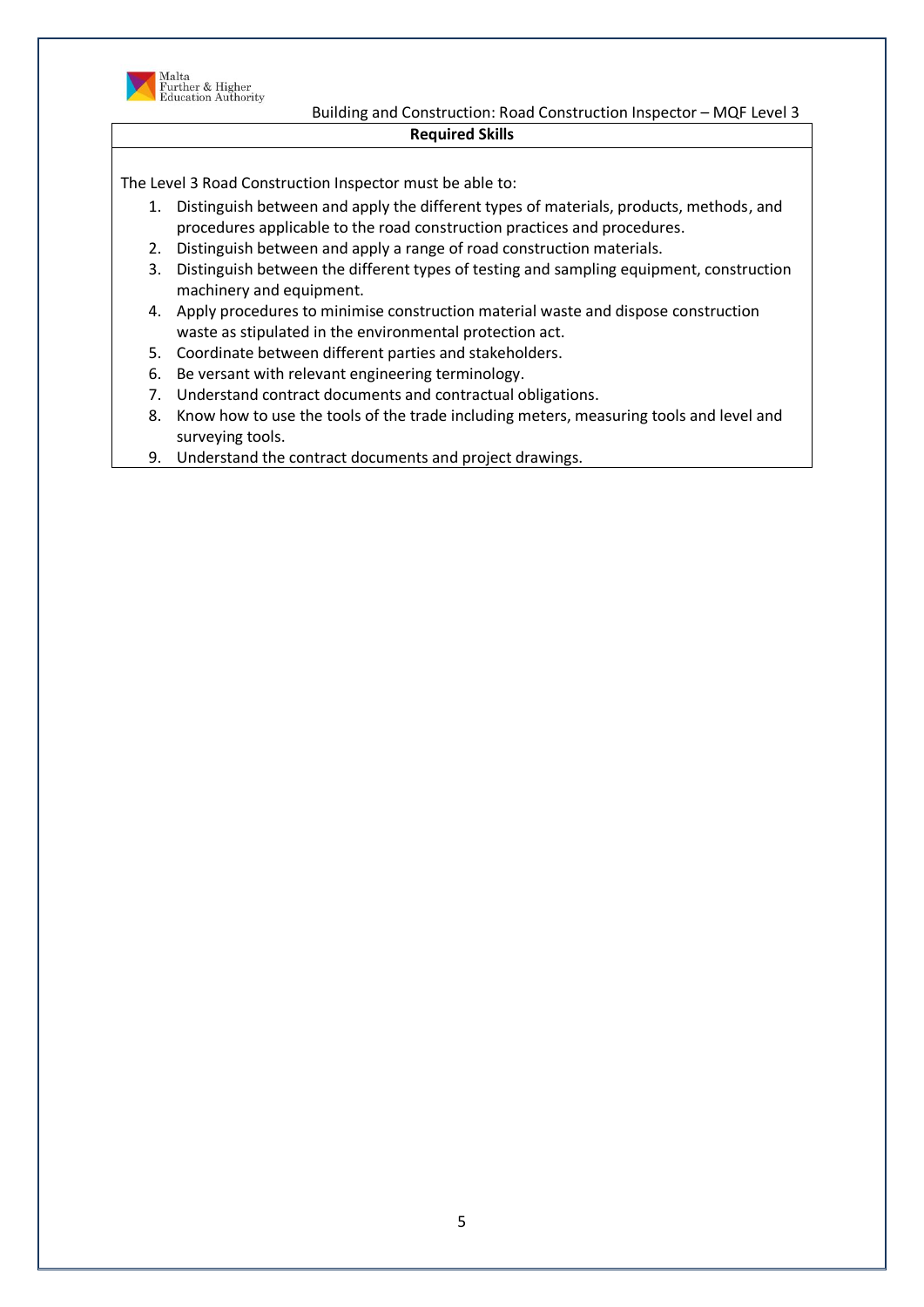**Required Skills**

The Level 3 Road Construction Inspector must be able to:

1. Distinguish between and apply the different types of materials, products, methods, and procedures applicable to the road construction practices and procedures.
2. Distinguish between and apply a range of road construction materials.
3. Distinguish between the different types of testing and sampling equipment, construction machinery and equipment.
4. Apply procedures to minimise construction material waste and dispose construction waste as stipulated in the environmental protection act.
5. Coordinate between different parties and stakeholders.
6. Be versant with relevant engineering terminology.
7. Understand contract documents and contractual obligations.
8. Know how to use the tools of the trade including meters, measuring tools and level and surveying tools.
9. Understand the contract documents and project drawings.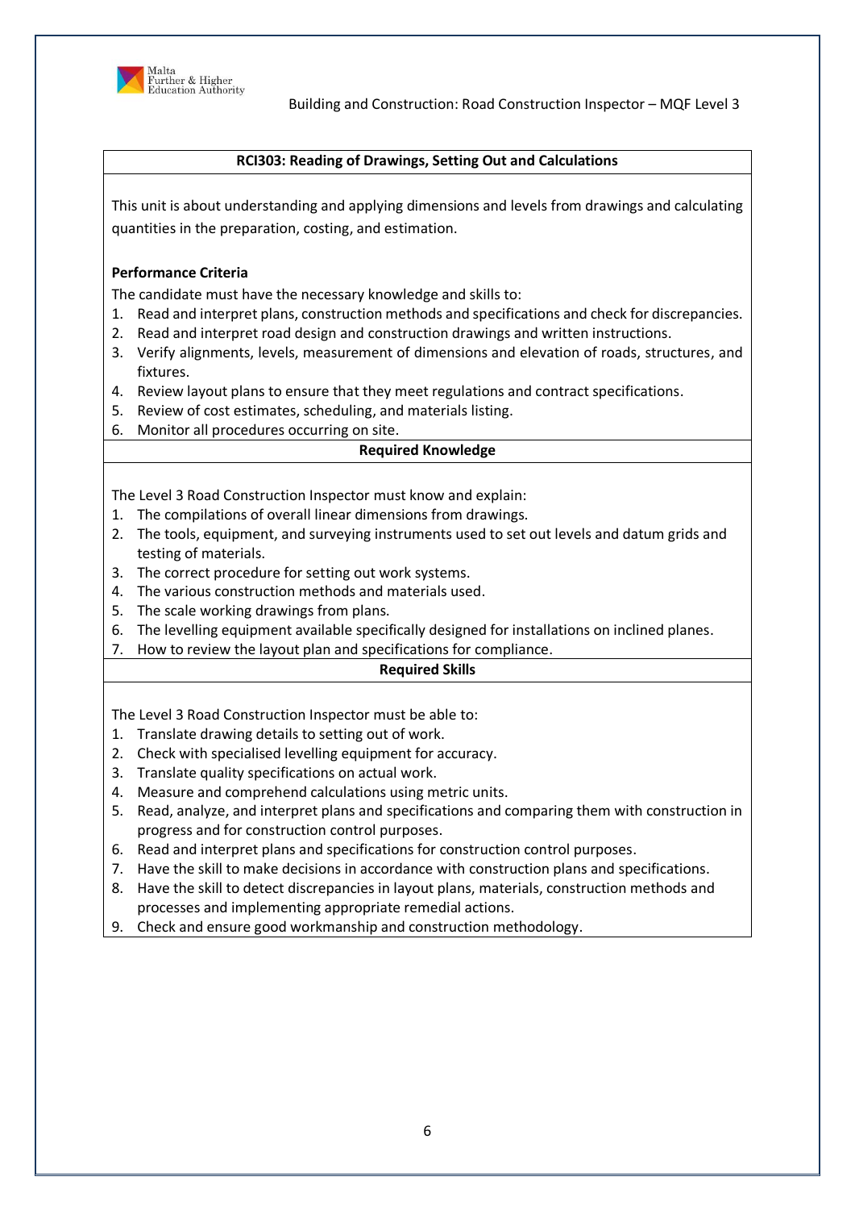## RCI303: Reading of Drawings, Setting Out and Calculations

This unit is about understanding and applying dimensions and levels from drawings and calculating quantities in the preparation, costing, and estimation.

**Performance Criteria**

The candidate must have the necessary knowledge and skills to:

1. Read and interpret plans, construction methods and specifications and check for discrepancies.
2. Read and interpret road design and construction drawings and written instructions.
3. Verify alignments, levels, measurement of dimensions and elevation of roads, structures, and fixtures.
4. Review layout plans to ensure that they meet regulations and contract specifications.
5. Review of cost estimates, scheduling, and materials listing.
6. Monitor all procedures occurring on site.

### Required Knowledge

The Level 3 Road Construction Inspector must know and explain:

1. The compilations of overall linear dimensions from drawings.
2. The tools, equipment, and surveying instruments used to set out levels and datum grids and testing of materials.
3. The correct procedure for setting out work systems.
4. The various construction methods and materials used.
5. The scale working drawings from plans.
6. The levelling equipment available specifically designed for installations on inclined planes.
7. How to review the layout plan and specifications for compliance.

### Required Skills

The Level 3 Road Construction Inspector must be able to:

1. Translate drawing details to setting out of work.
2. Check with specialised levelling equipment for accuracy.
3. Translate quality specifications on actual work.
4. Measure and comprehend calculations using metric units.
5. Read, analyze, and interpret plans and specifications and comparing them with construction in progress and for construction control purposes.
6. Read and interpret plans and specifications for construction control purposes.
7. Have the skill to make decisions in accordance with construction plans and specifications.
8. Have the skill to detect discrepancies in layout plans, materials, construction methods and processes and implementing appropriate remedial actions.
9. Check and ensure good workmanship and construction methodology.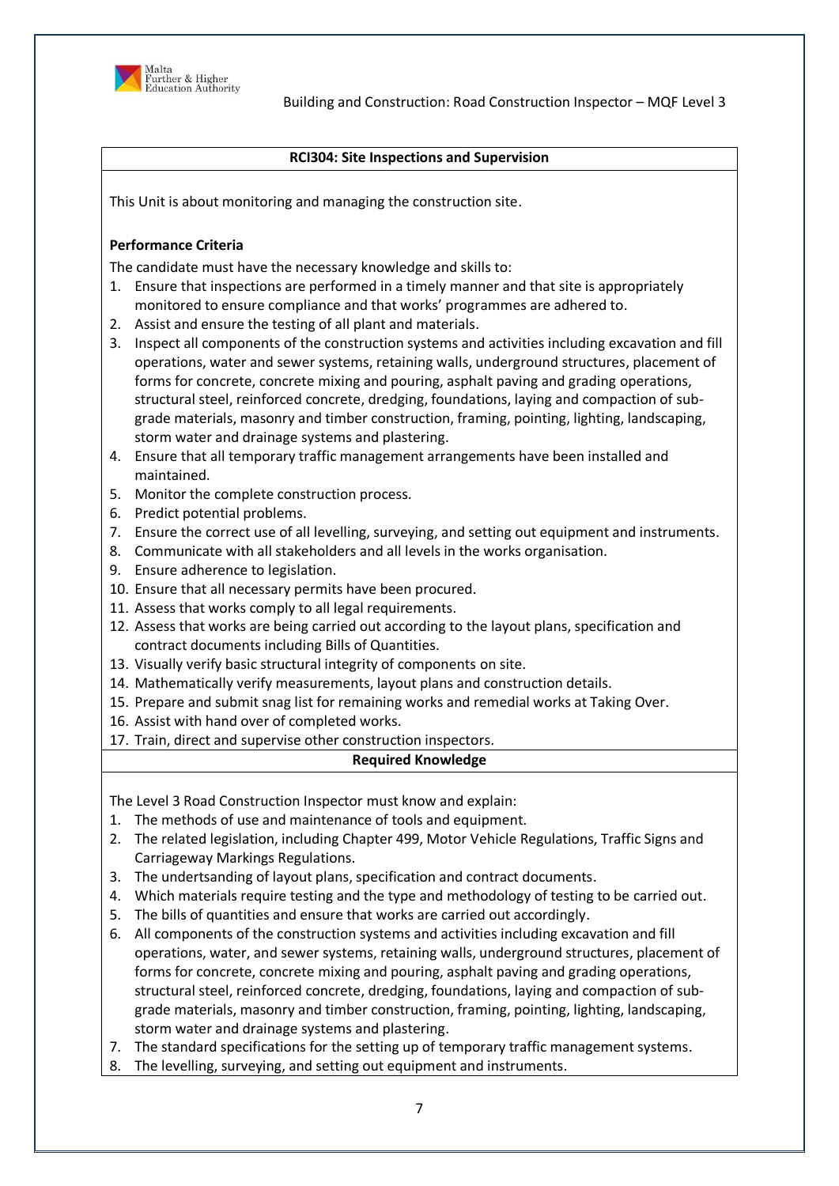### RCI304: Site Inspections and Supervision

This Unit is about monitoring and managing the construction site.

**Performance Criteria**

The candidate must have the necessary knowledge and skills to:

1. Ensure that inspections are performed in a timely manner and that site is appropriately monitored to ensure compliance and that works' programmes are adhered to.
2. Assist and ensure the testing of all plant and materials.
3. Inspect all components of the construction systems and activities including excavation and fill operations, water and sewer systems, retaining walls, underground structures, placement of forms for concrete, concrete mixing and pouring, asphalt paving and grading operations, structural steel, reinforced concrete, dredging, foundations, laying and compaction of sub-grade materials, masonry and timber construction, framing, pointing, lighting, landscaping, storm water and drainage systems and plastering.
4. Ensure that all temporary traffic management arrangements have been installed and maintained.
5. Monitor the complete construction process.
6. Predict potential problems.
7. Ensure the correct use of all levelling, surveying, and setting out equipment and instruments.
8. Communicate with all stakeholders and all levels in the works organisation.
9. Ensure adherence to legislation.
10. Ensure that all necessary permits have been procured.
11. Assess that works comply to all legal requirements.
12. Assess that works are being carried out according to the layout plans, specification and contract documents including Bills of Quantities.
13. Visually verify basic structural integrity of components on site.
14. Mathematically verify measurements, layout plans and construction details.
15. Prepare and submit snag list for remaining works and remedial works at Taking Over.
16. Assist with hand over of completed works.
17. Train, direct and supervise other construction inspectors.

**Required Knowledge**

The Level 3 Road Construction Inspector must know and explain:

1. The methods of use and maintenance of tools and equipment.
2. The related legislation, including Chapter 499, Motor Vehicle Regulations, Traffic Signs and Carriageway Markings Regulations.
3. The undertsanding of layout plans, specification and contract documents.
4. Which materials require testing and the type and methodology of testing to be carried out.
5. The bills of quantities and ensure that works are carried out accordingly.
6. All components of the construction systems and activities including excavation and fill operations, water, and sewer systems, retaining walls, underground structures, placement of forms for concrete, concrete mixing and pouring, asphalt paving and grading operations, structural steel, reinforced concrete, dredging, foundations, laying and compaction of sub-grade materials, masonry and timber construction, framing, pointing, lighting, landscaping, storm water and drainage systems and plastering.
7. The standard specifications for the setting up of temporary traffic management systems.
8. The levelling, surveying, and setting out equipment and instruments.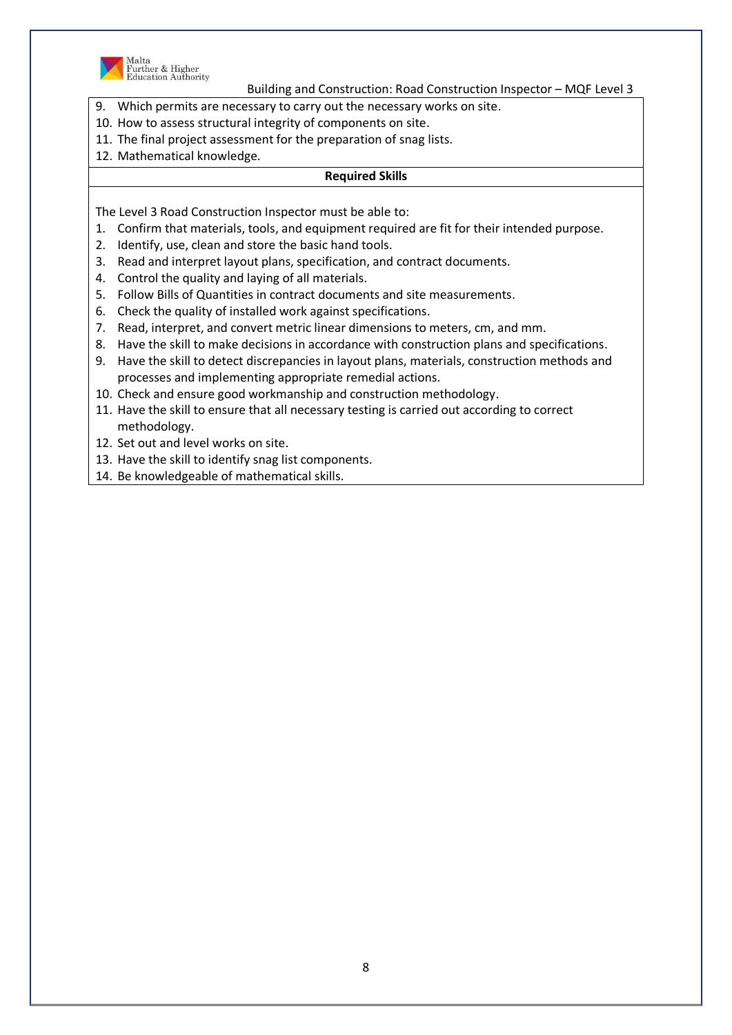9. Which permits are necessary to carry out the necessary works on site.
10. How to assess structural integrity of components on site.
11. The final project assessment for the preparation of snag lists.
12. Mathematical knowledge.

**Required Skills**

The Level 3 Road Construction Inspector must be able to:

1. Confirm that materials, tools, and equipment required are fit for their intended purpose.
2. Identify, use, clean and store the basic hand tools.
3. Read and interpret layout plans, specification, and contract documents.
4. Control the quality and laying of all materials.
5. Follow Bills of Quantities in contract documents and site measurements.
6. Check the quality of installed work against specifications.
7. Read, interpret, and convert metric linear dimensions to meters, cm, and mm.
8. Have the skill to make decisions in accordance with construction plans and specifications.
9. Have the skill to detect discrepancies in layout plans, materials, construction methods and processes and implementing appropriate remedial actions.
10. Check and ensure good workmanship and construction methodology.
11. Have the skill to ensure that all necessary testing is carried out according to correct methodology.
12. Set out and level works on site.
13. Have the skill to identify snag list components.
14. Be knowledgeable of mathematical skills.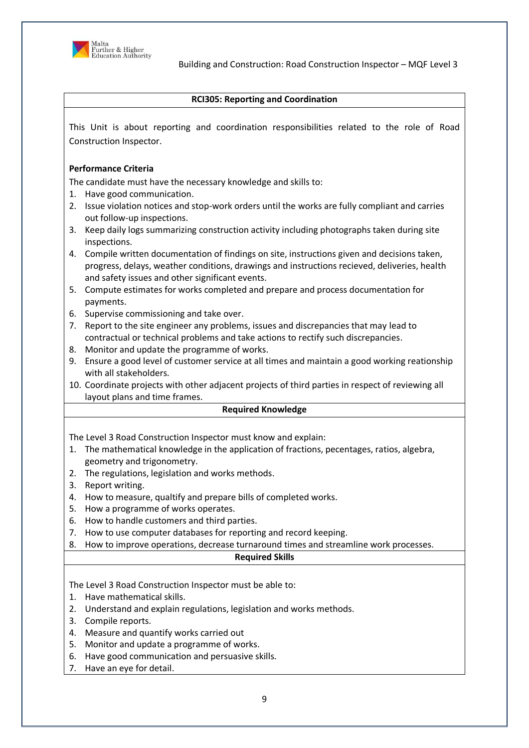## RCI305: Reporting and Coordination

This Unit is about reporting and coordination responsibilities related to the role of Road Construction Inspector.

**Performance Criteria**

The candidate must have the necessary knowledge and skills to:

1. Have good communication.
2. Issue violation notices and stop-work orders until the works are fully compliant and carries out follow-up inspections.
3. Keep daily logs summarizing construction activity including photographs taken during site inspections.
4. Compile written documentation of findings on site, instructions given and decisions taken, progress, delays, weather conditions, drawings and instructions recieved, deliveries, health and safety issues and other significant events.
5. Compute estimates for works completed and prepare and process documentation for payments.
6. Supervise commissioning and take over.
7. Report to the site engineer any problems, issues and discrepancies that may lead to contractual or technical problems and take actions to rectify such discrepancies.
8. Monitor and update the programme of works.
9. Ensure a good level of customer service at all times and maintain a good working relationship with all stakeholders.
10. Coordinate projects with other adjacent projects of third parties in respect of reviewing all layout plans and time frames.

**Required Knowledge**

The Level 3 Road Construction Inspector must know and explain:

1. The mathematical knowledge in the application of fractions, pecentages, ratios, algebra, geometry and trigonometry.
2. The regulations, legislation and works methods.
3. Report writing.
4. How to measure, qualtify and prepare bills of completed works.
5. How a programme of works operates.
6. How to handle customers and third parties.
7. How to use computer databases for reporting and record keeping.
8. How to improve operations, decrease turnaround times and streamline work processes.

**Required Skills**

The Level 3 Road Construction Inspector must be able to:

1. Have mathematical skills.
2. Understand and explain regulations, legislation and works methods.
3. Compile reports.
4. Measure and quantify works carried out
5. Monitor and update a programme of works.
6. Have good communication and persuasive skills.
7. Have an eye for detail.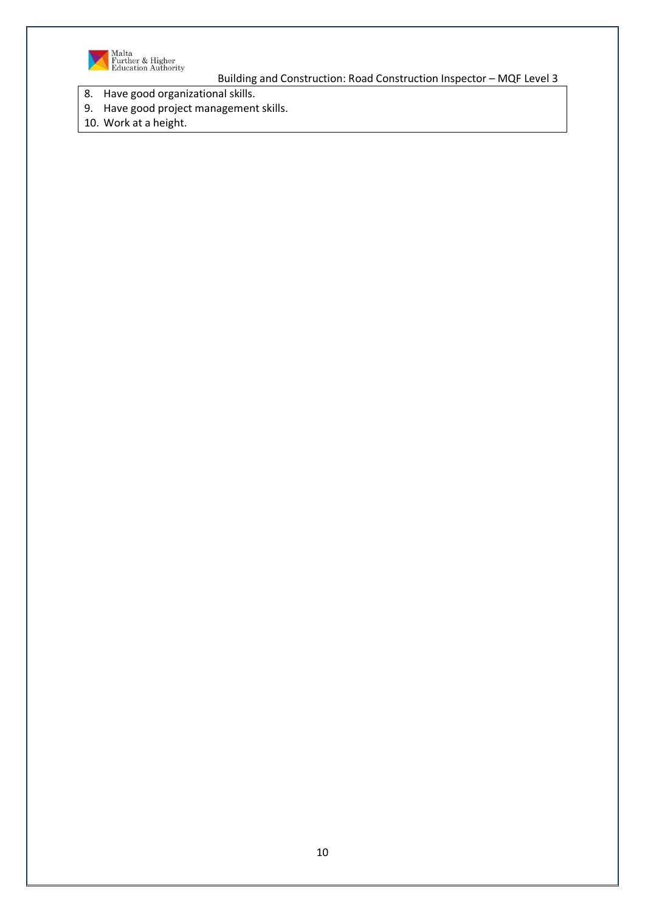8. Have good organizational skills.
9. Have good project management skills.
10. Work at a height.